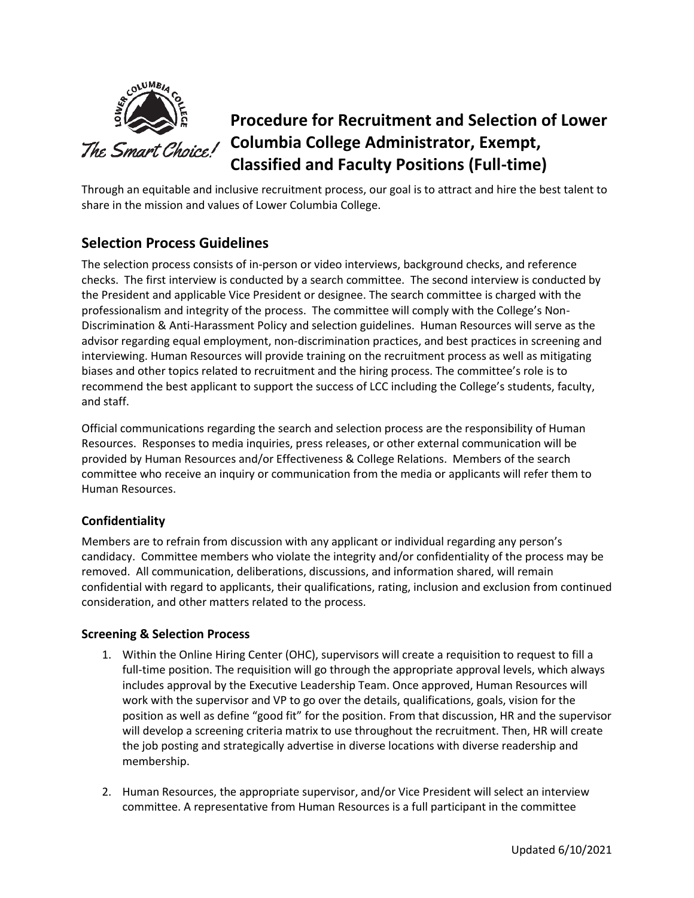# Procedure for Recruitment and Selection of Lower Columbia College Administrator, Exempt, Classified and Faculty Positions (Full-time)

Through an equitable and inclusive recruitment process, our goal is to attract and hire the best talent to share in the mission and values of Lower Columbia College.

## Selection Process Guidelines

The selection process consists of in-person or video interviews, background checks, and reference checks. The first interview is conducted by a search committee. The second interview is conducted by the President and applicable Vice President or designee. The search committee is charged with the professionalism and integrity of the process. The committee will comply with the College's Non-Discrimination & Anti-Harassment Policy and selection guidelines. Human Resources will serve as the advisor regarding equal employment, non-discrimination practices, and best practices in screening and interviewing. Human Resources will provide training on the recruitment process as well as mitigating biases and other topics related to recruitment and the hiring process. The committee's role is to recommend the best applicant to support the success of LCC including the College's students, faculty, and staff.

Official communications regarding the search and selection process are the responsibility of Human Resources. Responses to media inquiries, press releases, or other external communication will be provided by Human Resources and/or Effectiveness & College Relations. Members of the search committee who receive an inquiry or communication from the media or applicants will refer them to Human Resources.

### Confidentiality

Members are to refrain from discussion with any applicant or individual regarding any person's candidacy. Committee members who violate the integrity and/or confidentiality of the process may be removed. All communication, deliberations, discussions, and information shared, will remain confidential with regard to applicants, their qualifications, rating, inclusion and exclusion from continued consideration, and other matters related to the process.

### Screening & Selection Process

1. Within the Online Hiring Center (OHC), supervisors will create a requisition to request to fill a full-time position. The requisition will go through the appropriate approval levels, which always includes approval by the Executive Leadership Team. Once approved, Human Resources will work with the supervisor and VP to go over the details, qualifications, goals, vision for the position as well as define "good fit" for the position. From that discussion, HR and the supervisor will develop a screening criteria matrix to use throughout the recruitment. Then, HR will create the job posting and strategically advertise in diverse locations with diverse readership and membership.

2. Human Resources, the appropriate supervisor, and/or Vice President will select an interview committee. A representative from Human Resources is a full participant in the committee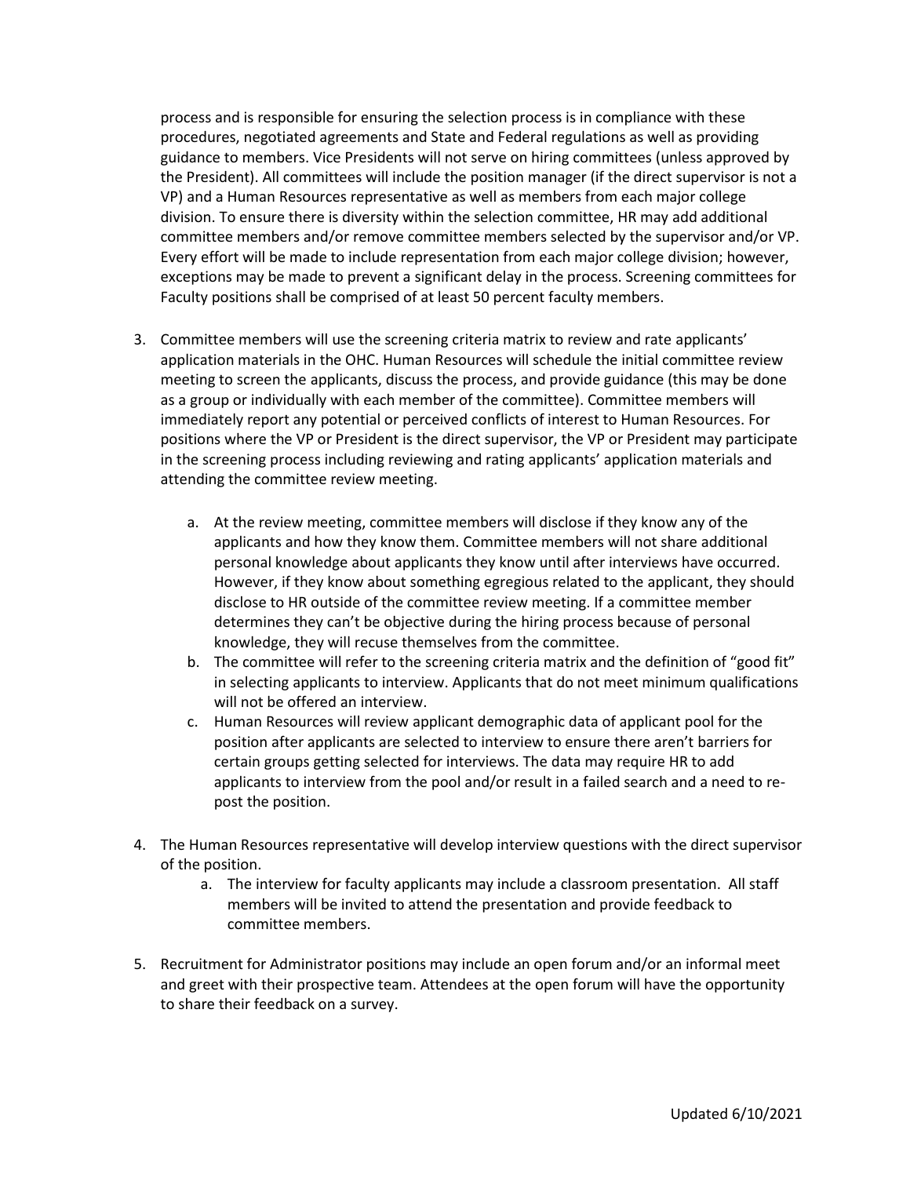process and is responsible for ensuring the selection process is in compliance with these procedures, negotiated agreements and State and Federal regulations as well as providing guidance to members. Vice Presidents will not serve on hiring committees (unless approved by the President). All committees will include the position manager (if the direct supervisor is not a VP) and a Human Resources representative as well as members from each major college division. To ensure there is diversity within the selection committee, HR may add additional committee members and/or remove committee members selected by the supervisor and/or VP. Every effort will be made to include representation from each major college division; however, exceptions may be made to prevent a significant delay in the process. Screening committees for Faculty positions shall be comprised of at least 50 percent faculty members.

3. Committee members will use the screening criteria matrix to review and rate applicants' application materials in the OHC. Human Resources will schedule the initial committee review meeting to screen the applicants, discuss the process, and provide guidance (this may be done as a group or individually with each member of the committee). Committee members will immediately report any potential or perceived conflicts of interest to Human Resources. For positions where the VP or President is the direct supervisor, the VP or President may participate in the screening process including reviewing and rating applicants' application materials and attending the committee review meeting.
    a. At the review meeting, committee members will disclose if they know any of the applicants and how they know them. Committee members will not share additional personal knowledge about applicants they know until after interviews have occurred. However, if they know about something egregious related to the applicant, they should disclose to HR outside of the committee review meeting. If a committee member determines they can't be objective during the hiring process because of personal knowledge, they will recuse themselves from the committee.
    b. The committee will refer to the screening criteria matrix and the definition of "good fit" in selecting applicants to interview. Applicants that do not meet minimum qualifications will not be offered an interview.
    c. Human Resources will review applicant demographic data of applicant pool for the position after applicants are selected to interview to ensure there aren't barriers for certain groups getting selected for interviews. The data may require HR to add applicants to interview from the pool and/or result in a failed search and a need to re-post the position.

4. The Human Resources representative will develop interview questions with the direct supervisor of the position.
    a. The interview for faculty applicants may include a classroom presentation. All staff members will be invited to attend the presentation and provide feedback to committee members.

5. Recruitment for Administrator positions may include an open forum and/or an informal meet and greet with their prospective team. Attendees at the open forum will have the opportunity to share their feedback on a survey.

Updated 6/10/2021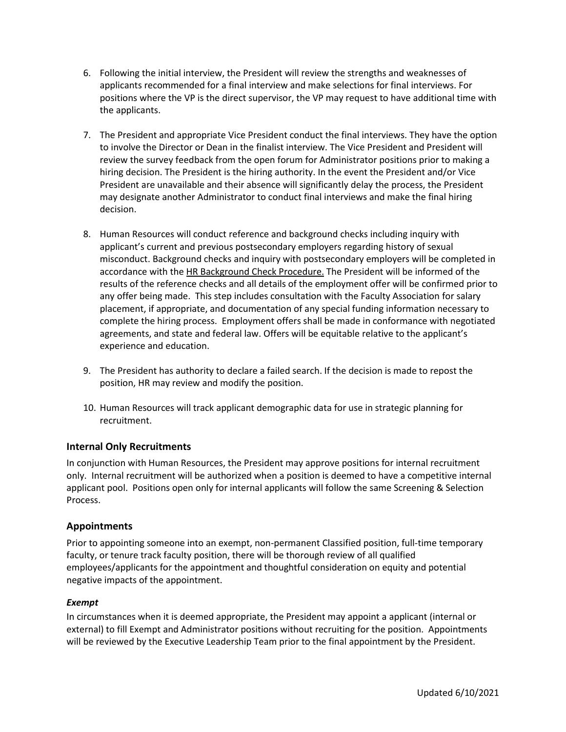6. Following the initial interview, the President will review the strengths and weaknesses of applicants recommended for a final interview and make selections for final interviews. For positions where the VP is the direct supervisor, the VP may request to have additional time with the applicants.

7. The President and appropriate Vice President conduct the final interviews. They have the option to involve the Director or Dean in the finalist interview. The Vice President and President will review the survey feedback from the open forum for Administrator positions prior to making a hiring decision. The President is the hiring authority. In the event the President and/or Vice President are unavailable and their absence will significantly delay the process, the President may designate another Administrator to conduct final interviews and make the final hiring decision.

8. Human Resources will conduct reference and background checks including inquiry with applicant's current and previous postsecondary employers regarding history of sexual misconduct. Background checks and inquiry with postsecondary employers will be completed in accordance with the HR Background Check Procedure. The President will be informed of the results of the reference checks and all details of the employment offer will be confirmed prior to any offer being made. This step includes consultation with the Faculty Association for salary placement, if appropriate, and documentation of any special funding information necessary to complete the hiring process. Employment offers shall be made in conformance with negotiated agreements, and state and federal law. Offers will be equitable relative to the applicant's experience and education.

9. The President has authority to declare a failed search. If the decision is made to repost the position, HR may review and modify the position.

10. Human Resources will track applicant demographic data for use in strategic planning for recruitment.

## Internal Only Recruitments

In conjunction with Human Resources, the President may approve positions for internal recruitment only. Internal recruitment will be authorized when a position is deemed to have a competitive internal applicant pool. Positions open only for internal applicants will follow the same Screening & Selection Process.

## Appointments

Prior to appointing someone into an exempt, non-permanent Classified position, full-time temporary faculty, or tenure track faculty position, there will be thorough review of all qualified employees/applicants for the appointment and thoughtful consideration on equity and potential negative impacts of the appointment.

### *Exempt*

In circumstances when it is deemed appropriate, the President may appoint a applicant (internal or external) to fill Exempt and Administrator positions without recruiting for the position. Appointments will be reviewed by the Executive Leadership Team prior to the final appointment by the President.

Updated 6/10/2021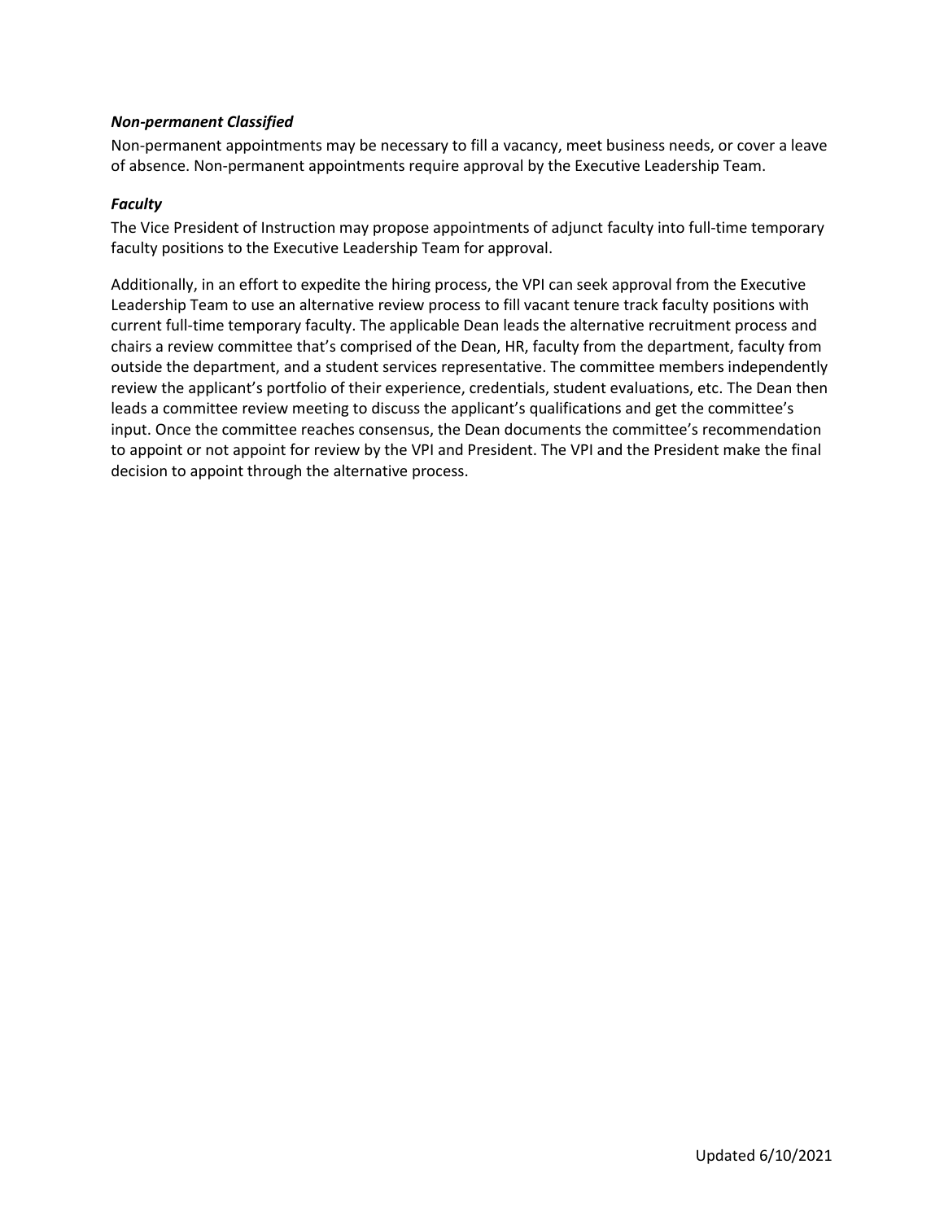***Non-permanent Classified***

Non-permanent appointments may be necessary to fill a vacancy, meet business needs, or cover a leave of absence. Non-permanent appointments require approval by the Executive Leadership Team.

***Faculty***

The Vice President of Instruction may propose appointments of adjunct faculty into full-time temporary faculty positions to the Executive Leadership Team for approval.

Additionally, in an effort to expedite the hiring process, the VPI can seek approval from the Executive Leadership Team to use an alternative review process to fill vacant tenure track faculty positions with current full-time temporary faculty. The applicable Dean leads the alternative recruitment process and chairs a review committee that's comprised of the Dean, HR, faculty from the department, faculty from outside the department, and a student services representative. The committee members independently review the applicant's portfolio of their experience, credentials, student evaluations, etc. The Dean then leads a committee review meeting to discuss the applicant's qualifications and get the committee's input. Once the committee reaches consensus, the Dean documents the committee's recommendation to appoint or not appoint for review by the VPI and President. The VPI and the President make the final decision to appoint through the alternative process.

Updated 6/10/2021